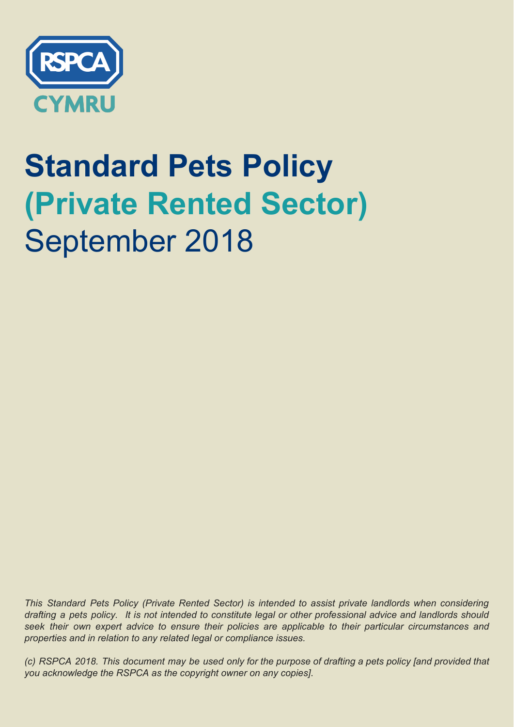RSPCA CYMRU

# Standard Pets Policy
## (Private Rented Sector)
September 2018

*This Standard Pets Policy (Private Rented Sector) is intended to assist private landlords when considering drafting a pets policy. It is not intended to constitute legal or other professional advice and landlords should seek their own expert advice to ensure their policies are applicable to their particular circumstances and properties and in relation to any related legal or compliance issues.*

*(c) RSPCA 2018. This document may be used only for the purpose of drafting a pets policy [and provided that you acknowledge the RSPCA as the copyright owner on any copies].*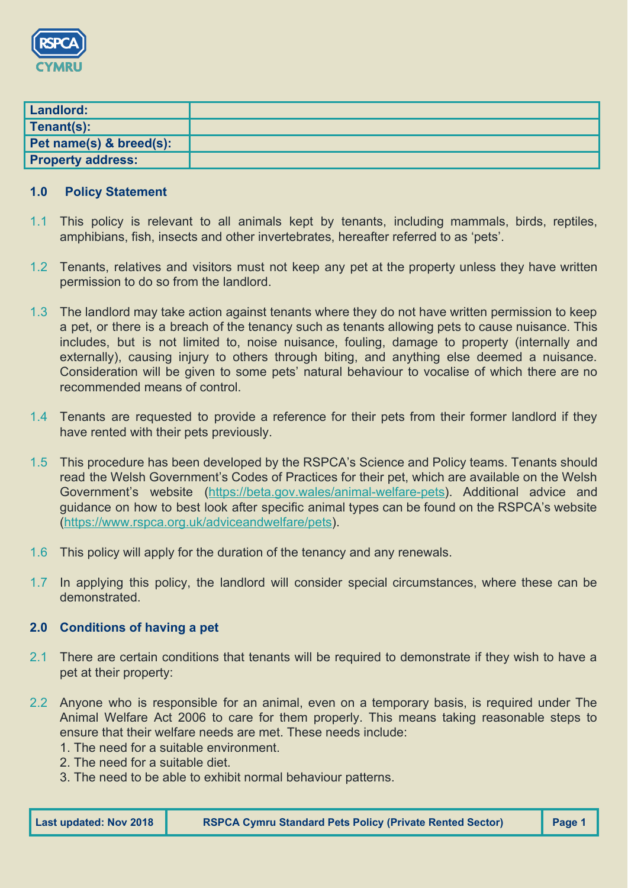| Landlord: | |
|---|---|
| Tenant(s): | |
| Pet name(s) & breed(s): | |
| Property address: | |

## 1.0 Policy Statement

1.1 This policy is relevant to all animals kept by tenants, including mammals, birds, reptiles, amphibians, fish, insects and other invertebrates, hereafter referred to as 'pets'.

1.2 Tenants, relatives and visitors must not keep any pet at the property unless they have written permission to do so from the landlord.

1.3 The landlord may take action against tenants where they do not have written permission to keep a pet, or there is a breach of the tenancy such as tenants allowing pets to cause nuisance. This includes, but is not limited to, noise nuisance, fouling, damage to property (internally and externally), causing injury to others through biting, and anything else deemed a nuisance. Consideration will be given to some pets' natural behaviour to vocalise of which there are no recommended means of control.

1.4 Tenants are requested to provide a reference for their pets from their former landlord if they have rented with their pets previously.

1.5 This procedure has been developed by the RSPCA's Science and Policy teams. Tenants should read the Welsh Government's Codes of Practices for their pet, which are available on the Welsh Government's website (https://beta.gov.wales/animal-welfare-pets). Additional advice and guidance on how to best look after specific animal types can be found on the RSPCA's website (https://www.rspca.org.uk/adviceandwelfare/pets).

1.6 This policy will apply for the duration of the tenancy and any renewals.

1.7 In applying this policy, the landlord will consider special circumstances, where these can be demonstrated.

## 2.0 Conditions of having a pet

2.1 There are certain conditions that tenants will be required to demonstrate if they wish to have a pet at their property:

2.2 Anyone who is responsible for an animal, even on a temporary basis, is required under The Animal Welfare Act 2006 to care for them properly. This means taking reasonable steps to ensure that their welfare needs are met. These needs include:

1. The need for a suitable environment.
2. The need for a suitable diet.
3. The need to be able to exhibit normal behaviour patterns.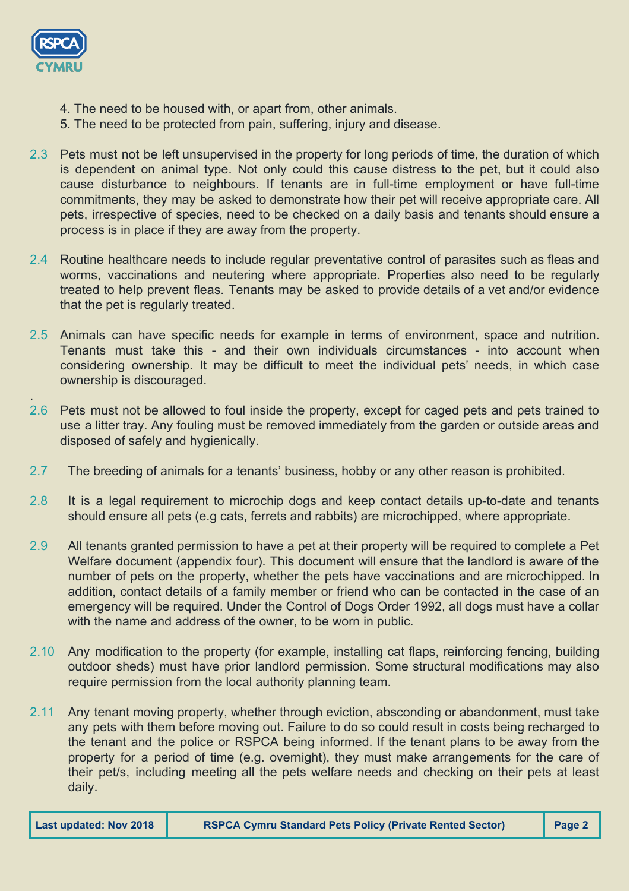4. The need to be housed with, or apart from, other animals.
5. The need to be protected from pain, suffering, injury and disease.

2.3 Pets must not be left unsupervised in the property for long periods of time, the duration of which is dependent on animal type. Not only could this cause distress to the pet, but it could also cause disturbance to neighbours. If tenants are in full-time employment or have full-time commitments, they may be asked to demonstrate how their pet will receive appropriate care. All pets, irrespective of species, need to be checked on a daily basis and tenants should ensure a process is in place if they are away from the property.

2.4 Routine healthcare needs to include regular preventative control of parasites such as fleas and worms, vaccinations and neutering where appropriate. Properties also need to be regularly treated to help prevent fleas. Tenants may be asked to provide details of a vet and/or evidence that the pet is regularly treated.

2.5 Animals can have specific needs for example in terms of environment, space and nutrition. Tenants must take this - and their own individuals circumstances - into account when considering ownership. It may be difficult to meet the individual pets' needs, in which case ownership is discouraged.

2.6 Pets must not be allowed to foul inside the property, except for caged pets and pets trained to use a litter tray. Any fouling must be removed immediately from the garden or outside areas and disposed of safely and hygienically.

2.7 The breeding of animals for a tenants' business, hobby or any other reason is prohibited.

2.8 It is a legal requirement to microchip dogs and keep contact details up-to-date and tenants should ensure all pets (e.g cats, ferrets and rabbits) are microchipped, where appropriate.

2.9 All tenants granted permission to have a pet at their property will be required to complete a Pet Welfare document (appendix four). This document will ensure that the landlord is aware of the number of pets on the property, whether the pets have vaccinations and are microchipped. In addition, contact details of a family member or friend who can be contacted in the case of an emergency will be required. Under the Control of Dogs Order 1992, all dogs must have a collar with the name and address of the owner, to be worn in public.

2.10 Any modification to the property (for example, installing cat flaps, reinforcing fencing, building outdoor sheds) must have prior landlord permission. Some structural modifications may also require permission from the local authority planning team.

2.11 Any tenant moving property, whether through eviction, absconding or abandonment, must take any pets with them before moving out. Failure to do so could result in costs being recharged to the tenant and the police or RSPCA being informed. If the tenant plans to be away from the property for a period of time (e.g. overnight), they must make arrangements for the care of their pet/s, including meeting all the pets welfare needs and checking on their pets at least daily.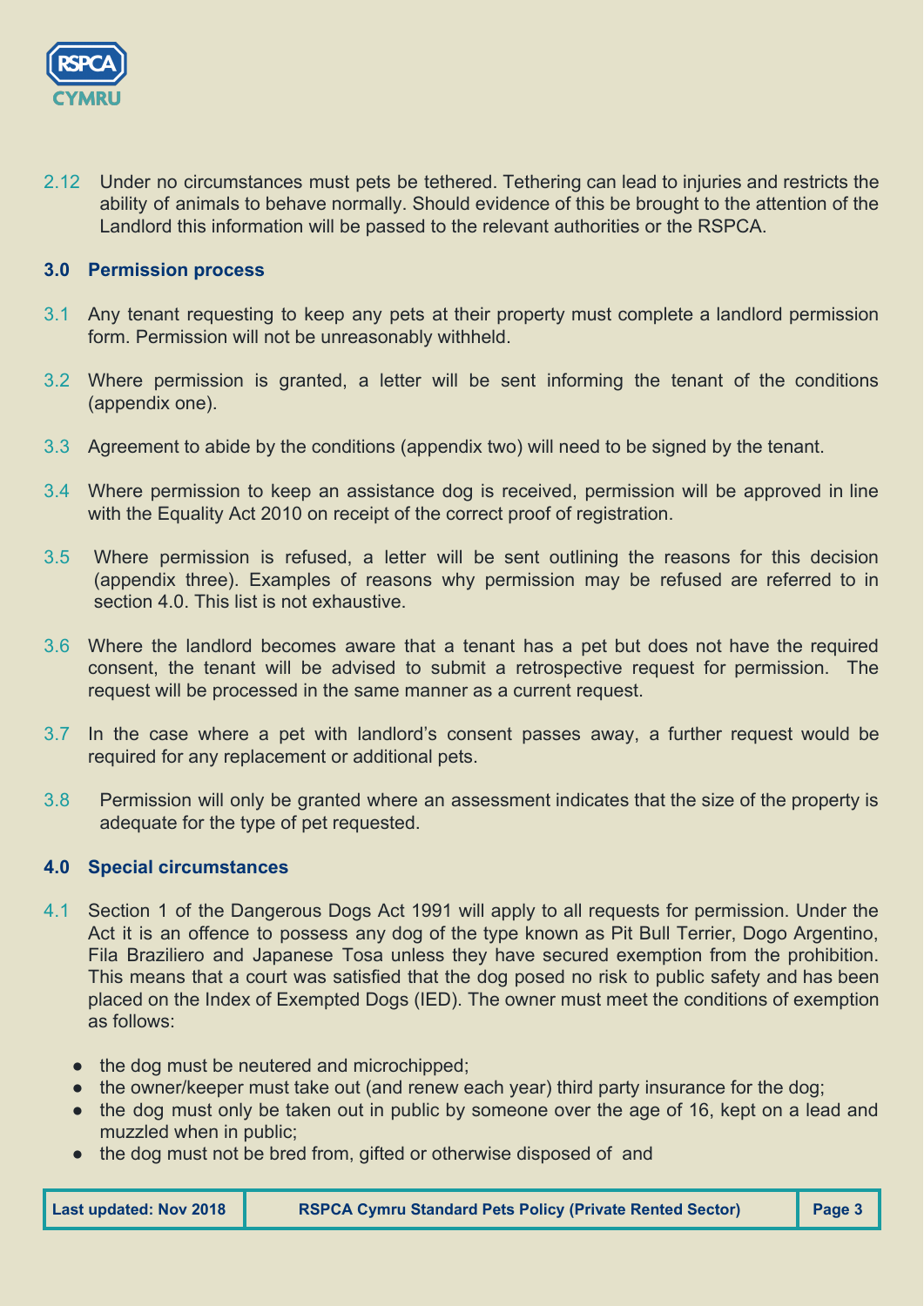2.12 Under no circumstances must pets be tethered. Tethering can lead to injuries and restricts the ability of animals to behave normally. Should evidence of this be brought to the attention of the Landlord this information will be passed to the relevant authorities or the RSPCA.

## 3.0 Permission process

3.1 Any tenant requesting to keep any pets at their property must complete a landlord permission form. Permission will not be unreasonably withheld.

3.2 Where permission is granted, a letter will be sent informing the tenant of the conditions (appendix one).

3.3 Agreement to abide by the conditions (appendix two) will need to be signed by the tenant.

3.4 Where permission to keep an assistance dog is received, permission will be approved in line with the Equality Act 2010 on receipt of the correct proof of registration.

3.5 Where permission is refused, a letter will be sent outlining the reasons for this decision (appendix three). Examples of reasons why permission may be refused are referred to in section 4.0. This list is not exhaustive.

3.6 Where the landlord becomes aware that a tenant has a pet but does not have the required consent, the tenant will be advised to submit a retrospective request for permission. The request will be processed in the same manner as a current request.

3.7 In the case where a pet with landlord's consent passes away, a further request would be required for any replacement or additional pets.

3.8 Permission will only be granted where an assessment indicates that the size of the property is adequate for the type of pet requested.

## 4.0 Special circumstances

4.1 Section 1 of the Dangerous Dogs Act 1991 will apply to all requests for permission. Under the Act it is an offence to possess any dog of the type known as Pit Bull Terrier, Dogo Argentino, Fila Braziliero and Japanese Tosa unless they have secured exemption from the prohibition. This means that a court was satisfied that the dog posed no risk to public safety and has been placed on the Index of Exempted Dogs (IED). The owner must meet the conditions of exemption as follows:

- the dog must be neutered and microchipped;
- the owner/keeper must take out (and renew each year) third party insurance for the dog;
- the dog must only be taken out in public by someone over the age of 16, kept on a lead and muzzled when in public;
- the dog must not be bred from, gifted or otherwise disposed of and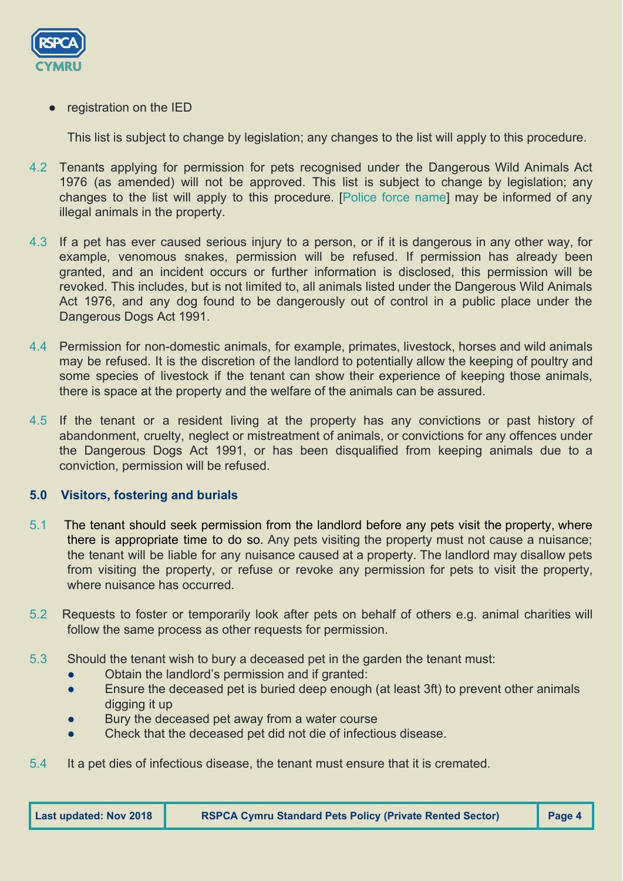- registration on the IED

  This list is subject to change by legislation; any changes to the list will apply to this procedure.

4.2 Tenants applying for permission for pets recognised under the Dangerous Wild Animals Act 1976 (as amended) will not be approved. This list is subject to change by legislation; any changes to the list will apply to this procedure. [Police force name] may be informed of any illegal animals in the property.

4.3 If a pet has ever caused serious injury to a person, or if it is dangerous in any other way, for example, venomous snakes, permission will be refused. If permission has already been granted, and an incident occurs or further information is disclosed, this permission will be revoked. This includes, but is not limited to, all animals listed under the Dangerous Wild Animals Act 1976, and any dog found to be dangerously out of control in a public place under the Dangerous Dogs Act 1991.

4.4 Permission for non-domestic animals, for example, primates, livestock, horses and wild animals may be refused. It is the discretion of the landlord to potentially allow the keeping of poultry and some species of livestock if the tenant can show their experience of keeping those animals, there is space at the property and the welfare of the animals can be assured.

4.5 If the tenant or a resident living at the property has any convictions or past history of abandonment, cruelty, neglect or mistreatment of animals, or convictions for any offences under the Dangerous Dogs Act 1991, or has been disqualified from keeping animals due to a conviction, permission will be refused.

## 5.0 Visitors, fostering and burials

5.1 The tenant should seek permission from the landlord before any pets visit the property, where there is appropriate time to do so. Any pets visiting the property must not cause a nuisance; the tenant will be liable for any nuisance caused at a property. The landlord may disallow pets from visiting the property, or refuse or revoke any permission for pets to visit the property, where nuisance has occurred.

5.2 Requests to foster or temporarily look after pets on behalf of others e.g. animal charities will follow the same process as other requests for permission.

5.3 Should the tenant wish to bury a deceased pet in the garden the tenant must:

- Obtain the landlord's permission and if granted:
- Ensure the deceased pet is buried deep enough (at least 3ft) to prevent other animals digging it up
- Bury the deceased pet away from a water course
- Check that the deceased pet did not die of infectious disease.

5.4 It a pet dies of infectious disease, the tenant must ensure that it is cremated.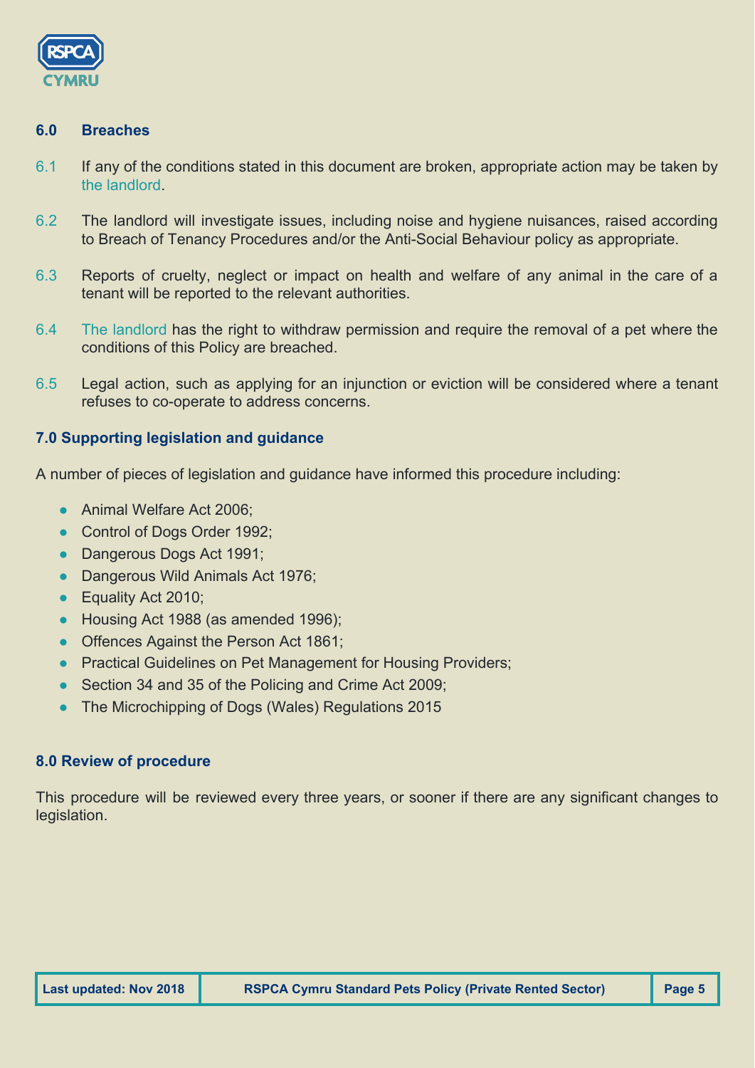## 6.0 Breaches

6.1 If any of the conditions stated in this document are broken, appropriate action may be taken by the landlord.

6.2 The landlord will investigate issues, including noise and hygiene nuisances, raised according to Breach of Tenancy Procedures and/or the Anti-Social Behaviour policy as appropriate.

6.3 Reports of cruelty, neglect or impact on health and welfare of any animal in the care of a tenant will be reported to the relevant authorities.

6.4 The landlord has the right to withdraw permission and require the removal of a pet where the conditions of this Policy are breached.

6.5 Legal action, such as applying for an injunction or eviction will be considered where a tenant refuses to co-operate to address concerns.

## 7.0 Supporting legislation and guidance

A number of pieces of legislation and guidance have informed this procedure including:

- Animal Welfare Act 2006;
- Control of Dogs Order 1992;
- Dangerous Dogs Act 1991;
- Dangerous Wild Animals Act 1976;
- Equality Act 2010;
- Housing Act 1988 (as amended 1996);
- Offences Against the Person Act 1861;
- Practical Guidelines on Pet Management for Housing Providers;
- Section 34 and 35 of the Policing and Crime Act 2009;
- The Microchipping of Dogs (Wales) Regulations 2015

## 8.0 Review of procedure

This procedure will be reviewed every three years, or sooner if there are any significant changes to legislation.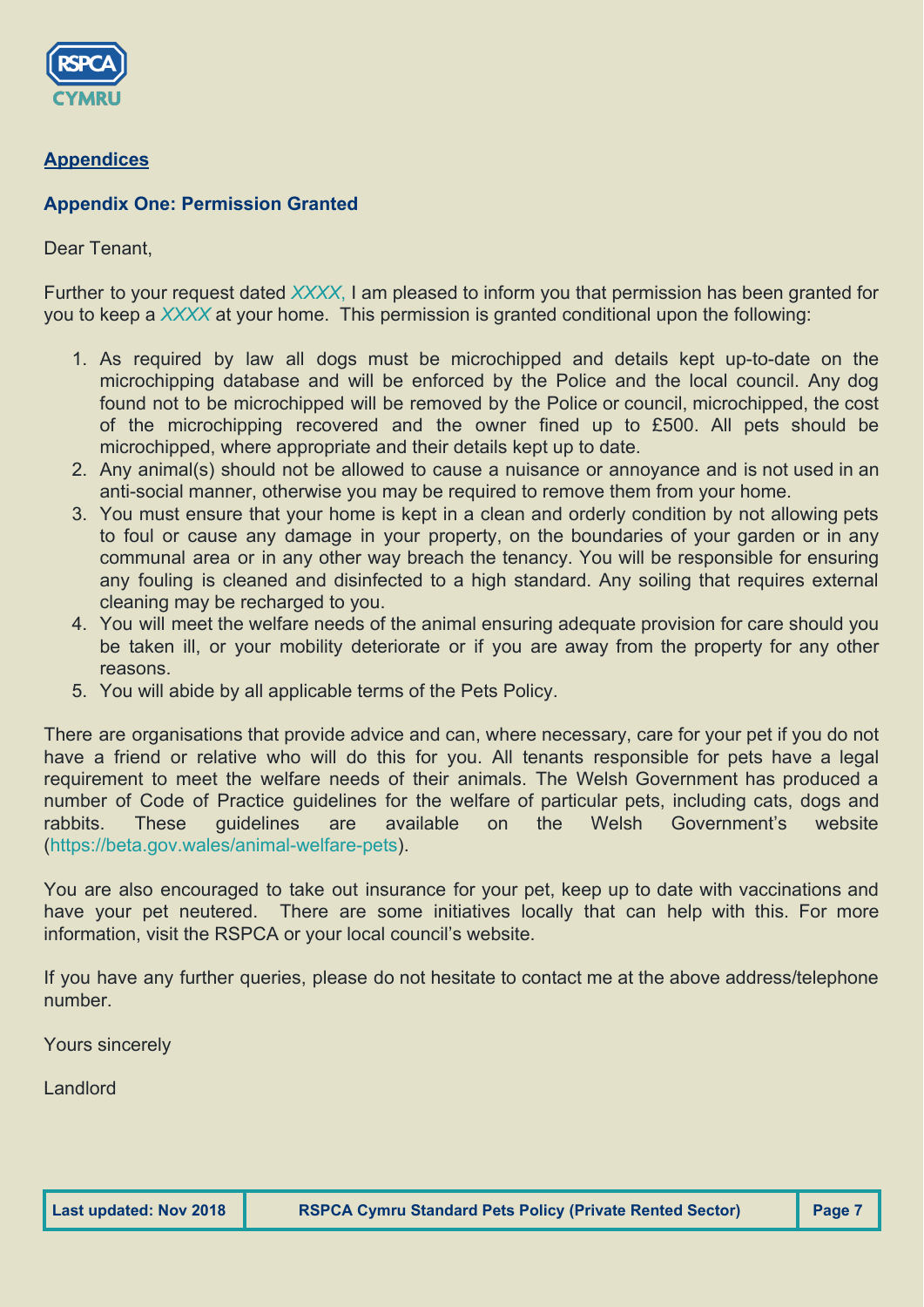## Appendices

### Appendix One: Permission Granted

Dear Tenant,

Further to your request dated *XXXX,* I am pleased to inform you that permission has been granted for you to keep a *XXXX* at your home. This permission is granted conditional upon the following:

1. As required by law all dogs must be microchipped and details kept up-to-date on the microchipping database and will be enforced by the Police and the local council. Any dog found not to be microchipped will be removed by the Police or council, microchipped, the cost of the microchipping recovered and the owner fined up to £500. All pets should be microchipped, where appropriate and their details kept up to date.
2. Any animal(s) should not be allowed to cause a nuisance or annoyance and is not used in an anti-social manner, otherwise you may be required to remove them from your home.
3. You must ensure that your home is kept in a clean and orderly condition by not allowing pets to foul or cause any damage in your property, on the boundaries of your garden or in any communal area or in any other way breach the tenancy. You will be responsible for ensuring any fouling is cleaned and disinfected to a high standard. Any soiling that requires external cleaning may be recharged to you.
4. You will meet the welfare needs of the animal ensuring adequate provision for care should you be taken ill, or your mobility deteriorate or if you are away from the property for any other reasons.
5. You will abide by all applicable terms of the Pets Policy.

There are organisations that provide advice and can, where necessary, care for your pet if you do not have a friend or relative who will do this for you. All tenants responsible for pets have a legal requirement to meet the welfare needs of their animals. The Welsh Government has produced a number of Code of Practice guidelines for the welfare of particular pets, including cats, dogs and rabbits. These guidelines are available on the Welsh Government's website (https://beta.gov.wales/animal-welfare-pets).

You are also encouraged to take out insurance for your pet, keep up to date with vaccinations and have your pet neutered. There are some initiatives locally that can help with this. For more information, visit the RSPCA or your local council's website.

If you have any further queries, please do not hesitate to contact me at the above address/telephone number.

Yours sincerely

Landlord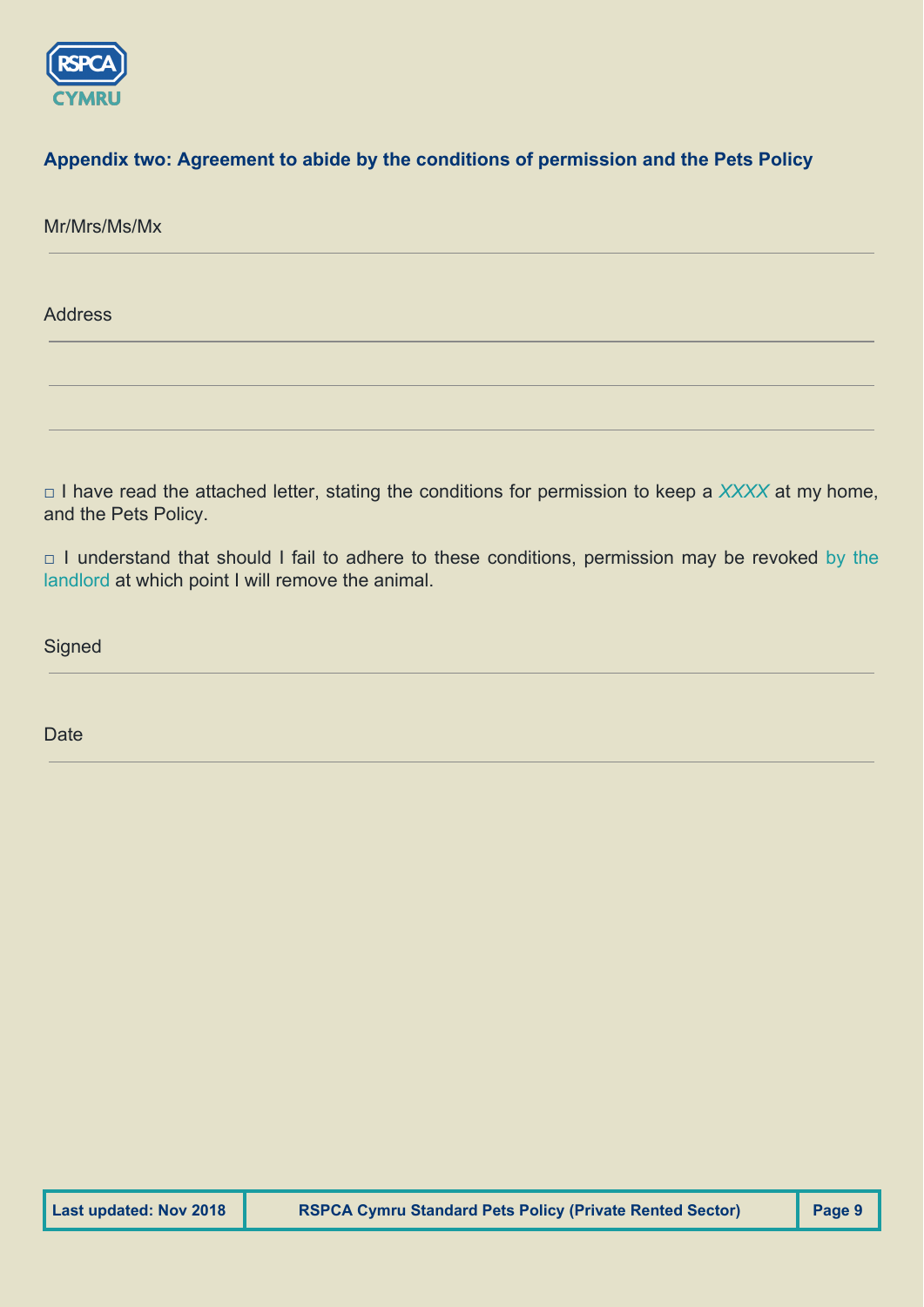## Appendix two: Agreement to abide by the conditions of permission and the Pets Policy

Mr/Mrs/Ms/Mx

---

Address

---

---

---

□ I have read the attached letter, stating the conditions for permission to keep a *XXXX* at my home, and the Pets Policy.

□ I understand that should I fail to adhere to these conditions, permission may be revoked by the landlord at which point I will remove the animal.

Signed

---

Date

---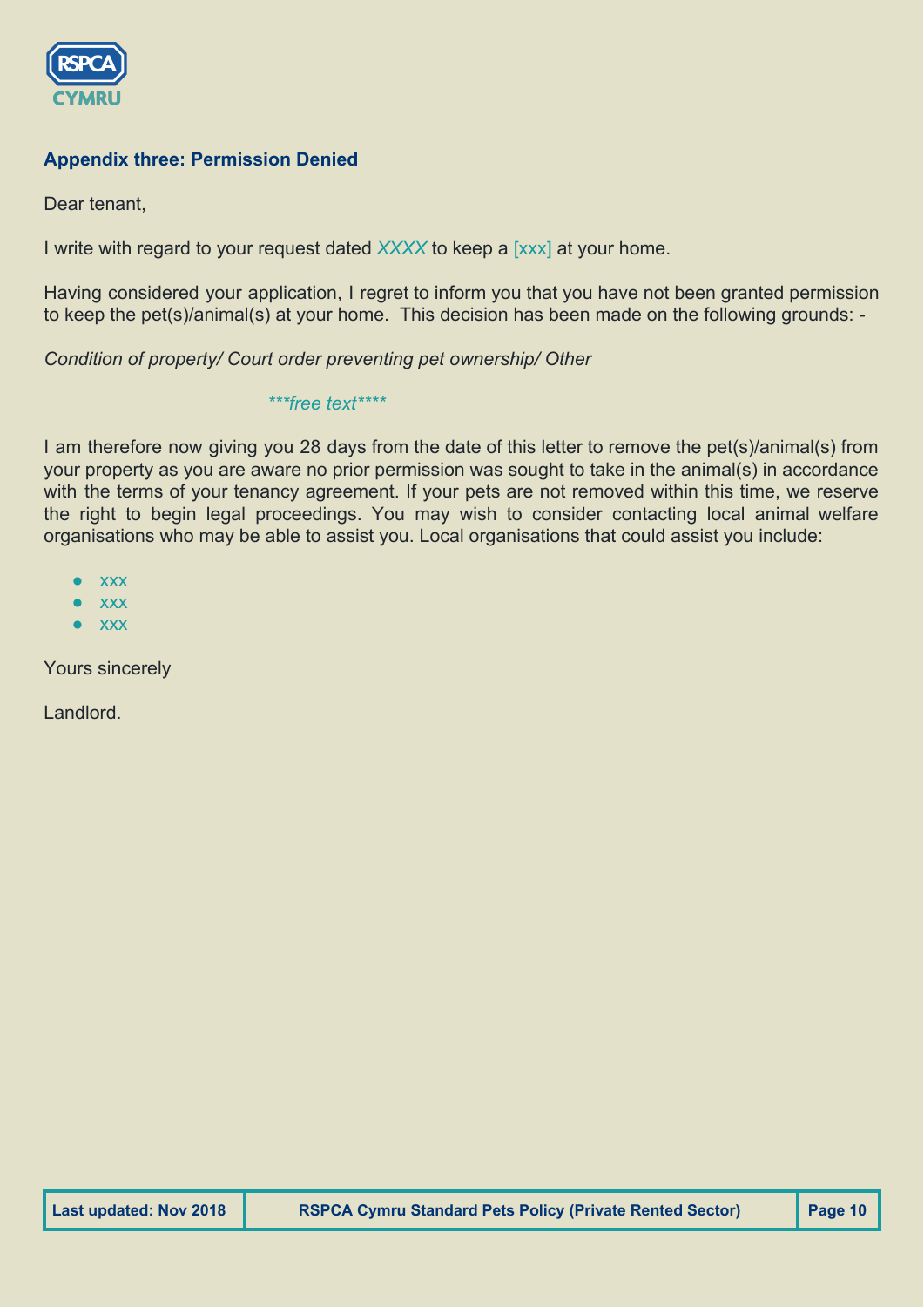## Appendix three: Permission Denied

Dear tenant,

I write with regard to your request dated *XXXX* to keep a [xxx] at your home.

Having considered your application, I regret to inform you that you have not been granted permission to keep the pet(s)/animal(s) at your home.  This decision has been made on the following grounds: -

*Condition of property/ Court order preventing pet ownership/ Other*

****free text*****

I am therefore now giving you 28 days from the date of this letter to remove the pet(s)/animal(s) from your property as you are aware no prior permission was sought to take in the animal(s) in accordance with the terms of your tenancy agreement. If your pets are not removed within this time, we reserve the right to begin legal proceedings. You may wish to consider contacting local animal welfare organisations who may be able to assist you. Local organisations that could assist you include:

- xxx
- xxx
- xxx

Yours sincerely

Landlord.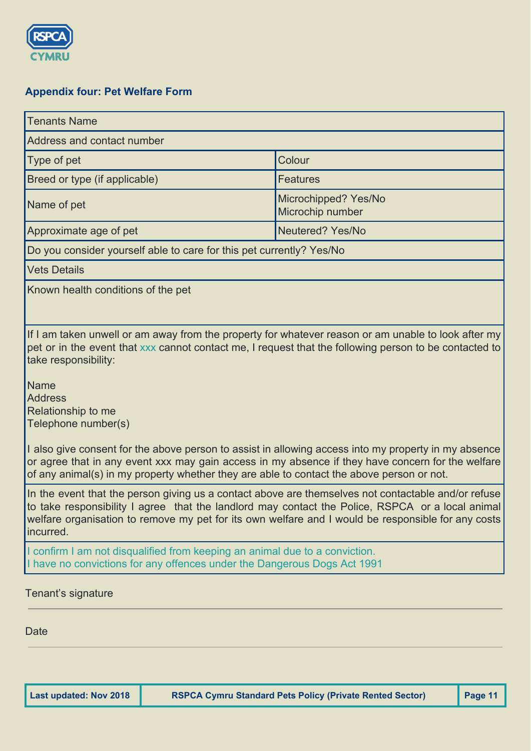## Appendix four: Pet Welfare Form

| | |
|---|---|
| Tenants Name | |
| Address and contact number | |
| Type of pet | Colour |
| Breed or type (if applicable) | Features |
| Name of pet | Microchipped? Yes/No<br>Microchip number |
| Approximate age of pet | Neutered? Yes/No |
| Do you consider yourself able to care for this pet currently? Yes/No | |
| Vets Details | |
| Known health conditions of the pet | |
| If I am taken unwell or am away from the property for whatever reason or am unable to look after my pet or in the event that xxx cannot contact me, I request that the following person to be contacted to take responsibility:<br><br>Name<br>Address<br>Relationship to me<br>Telephone number(s)<br><br>I also give consent for the above person to assist in allowing access into my property in my absence or agree that in any event xxx may gain access in my absence if they have concern for the welfare of any animal(s) in my property whether they are able to contact the above person or not. | |
| In the event that the person giving us a contact above are themselves not contactable and/or refuse to take responsibility I agree that the landlord may contact the Police, RSPCA or a local animal welfare organisation to remove my pet for its own welfare and I would be responsible for any costs incurred. | |
| I confirm I am not disqualified from keeping an animal due to a conviction.<br>I have no convictions for any offences under the Dangerous Dogs Act 1991 | |

Tenant's signature

Date